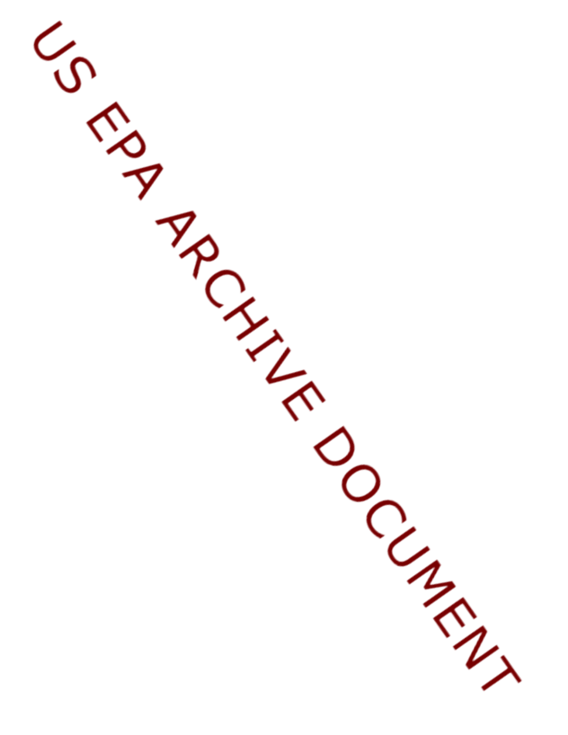US EPA ARCHIVE DOCUMENT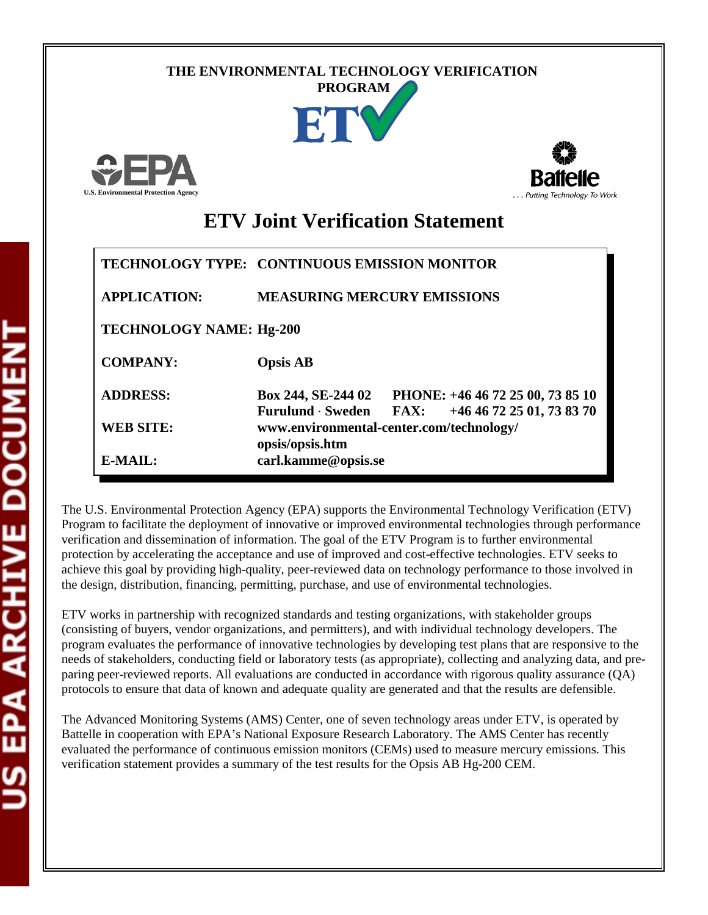THE ENVIRONMENTAL TECHNOLOGY VERIFICATION PROGRAM

U.S. Environmental Protection Agency

Battelle

. . . Putting Technology To Work

# ETV Joint Verification Statement

| | |
|---|---|
| **TECHNOLOGY TYPE:** | **CONTINUOUS EMISSION MONITOR** |
| **APPLICATION:** | **MEASURING MERCURY EMISSIONS** |
| **TECHNOLOGY NAME:** | **Hg-200** |
| **COMPANY:** | **Opsis AB** |
| **ADDRESS:** | **Box 244, SE-244 02 Furulund · Sweden** |
| **PHONE:** | **+46 46 72 25 00, 73 85 10** |
| **FAX:** | **+46 46 72 25 01, 73 83 70** |
| **WEB SITE:** | **www.environmental-center.com/technology/opsis/opsis.htm** |
| **E-MAIL:** | **carl.kamme@opsis.se** |

The U.S. Environmental Protection Agency (EPA) supports the Environmental Technology Verification (ETV) Program to facilitate the deployment of innovative or improved environmental technologies through performance verification and dissemination of information. The goal of the ETV Program is to further environmental protection by accelerating the acceptance and use of improved and cost-effective technologies. ETV seeks to achieve this goal by providing high-quality, peer-reviewed data on technology performance to those involved in the design, distribution, financing, permitting, purchase, and use of environmental technologies.

ETV works in partnership with recognized standards and testing organizations, with stakeholder groups (consisting of buyers, vendor organizations, and permitters), and with individual technology developers. The program evaluates the performance of innovative technologies by developing test plans that are responsive to the needs of stakeholders, conducting field or laboratory tests (as appropriate), collecting and analyzing data, and preparing peer-reviewed reports. All evaluations are conducted in accordance with rigorous quality assurance (QA) protocols to ensure that data of known and adequate quality are generated and that the results are defensible.

The Advanced Monitoring Systems (AMS) Center, one of seven technology areas under ETV, is operated by Battelle in cooperation with EPA's National Exposure Research Laboratory. The AMS Center has recently evaluated the performance of continuous emission monitors (CEMs) used to measure mercury emissions. This verification statement provides a summary of the test results for the Opsis AB Hg-200 CEM.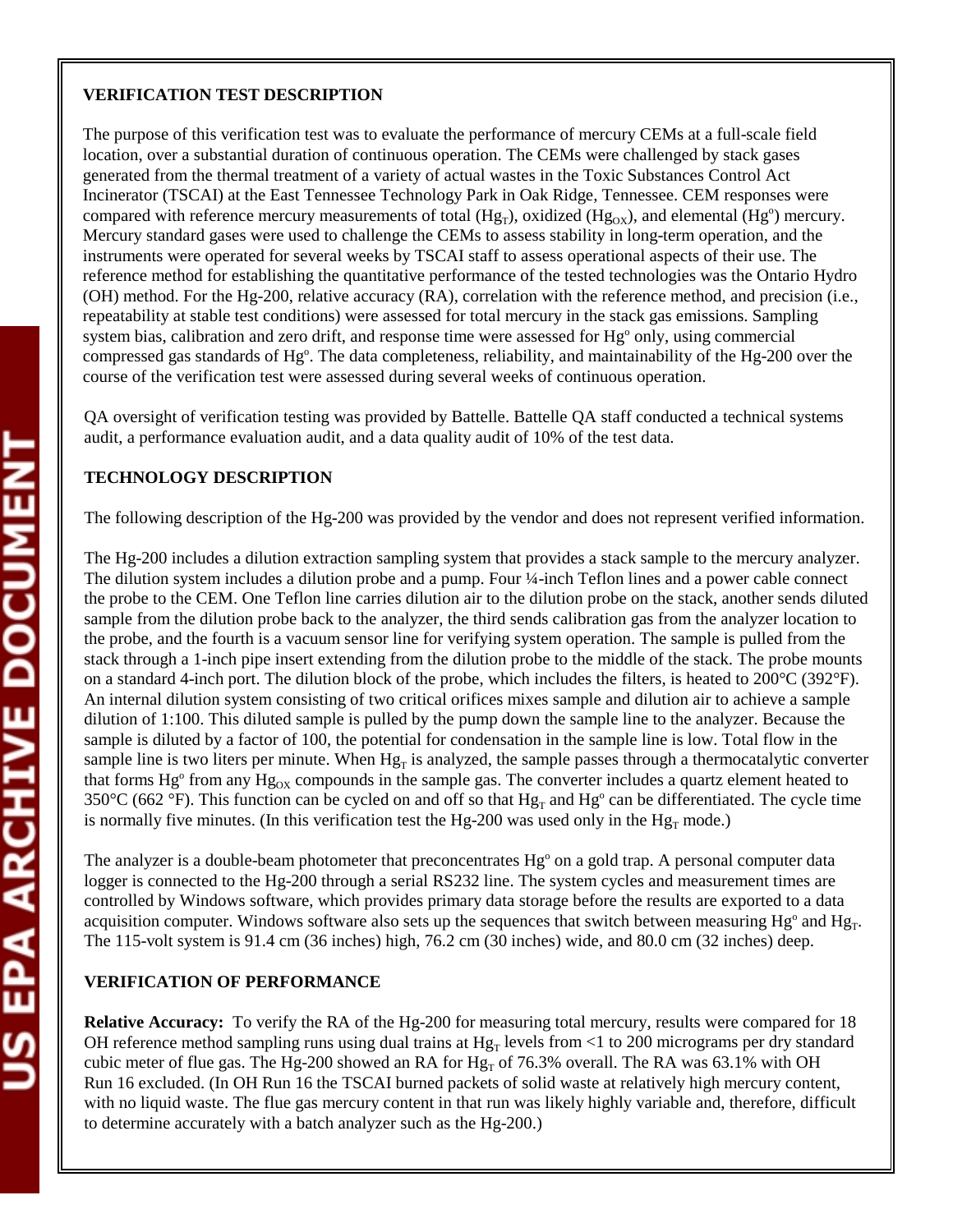**VERIFICATION TEST DESCRIPTION**

The purpose of this verification test was to evaluate the performance of mercury CEMs at a full-scale field location, over a substantial duration of continuous operation. The CEMs were challenged by stack gases generated from the thermal treatment of a variety of actual wastes in the Toxic Substances Control Act Incinerator (TSCAI) at the East Tennessee Technology Park in Oak Ridge, Tennessee. CEM responses were compared with reference mercury measurements of total ($Hg_T$), oxidized ($Hg_{OX}$), and elemental ($Hg^o$) mercury. Mercury standard gases were used to challenge the CEMs to assess stability in long-term operation, and the instruments were operated for several weeks by TSCAI staff to assess operational aspects of their use. The reference method for establishing the quantitative performance of the tested technologies was the Ontario Hydro (OH) method. For the Hg-200, relative accuracy (RA), correlation with the reference method, and precision (i.e., repeatability at stable test conditions) were assessed for total mercury in the stack gas emissions. Sampling system bias, calibration and zero drift, and response time were assessed for $Hg^o$ only, using commercial compressed gas standards of $Hg^o$. The data completeness, reliability, and maintainability of the Hg-200 over the course of the verification test were assessed during several weeks of continuous operation.

QA oversight of verification testing was provided by Battelle. Battelle QA staff conducted a technical systems audit, a performance evaluation audit, and a data quality audit of 10% of the test data.

**TECHNOLOGY DESCRIPTION**

The following description of the Hg-200 was provided by the vendor and does not represent verified information.

The Hg-200 includes a dilution extraction sampling system that provides a stack sample to the mercury analyzer. The dilution system includes a dilution probe and a pump. Four ¼-inch Teflon lines and a power cable connect the probe to the CEM. One Teflon line carries dilution air to the dilution probe on the stack, another sends diluted sample from the dilution probe back to the analyzer, the third sends calibration gas from the analyzer location to the probe, and the fourth is a vacuum sensor line for verifying system operation. The sample is pulled from the stack through a 1-inch pipe insert extending from the dilution probe to the middle of the stack. The probe mounts on a standard 4-inch port. The dilution block of the probe, which includes the filters, is heated to 200°C (392°F). An internal dilution system consisting of two critical orifices mixes sample and dilution air to achieve a sample dilution of 1:100. This diluted sample is pulled by the pump down the sample line to the analyzer. Because the sample is diluted by a factor of 100, the potential for condensation in the sample line is low. Total flow in the sample line is two liters per minute. When $Hg_T$ is analyzed, the sample passes through a thermocatalytic converter that forms $Hg^o$ from any $Hg_{OX}$ compounds in the sample gas. The converter includes a quartz element heated to 350°C (662 °F). This function can be cycled on and off so that $Hg_T$ and $Hg^o$ can be differentiated. The cycle time is normally five minutes. (In this verification test the Hg-200 was used only in the $Hg_T$ mode.)

The analyzer is a double-beam photometer that preconcentrates $Hg^o$ on a gold trap. A personal computer data logger is connected to the Hg-200 through a serial RS232 line. The system cycles and measurement times are controlled by Windows software, which provides primary data storage before the results are exported to a data acquisition computer. Windows software also sets up the sequences that switch between measuring $Hg^o$ and $Hg_T$. The 115-volt system is 91.4 cm (36 inches) high, 76.2 cm (30 inches) wide, and 80.0 cm (32 inches) deep.

**VERIFICATION OF PERFORMANCE**

**Relative Accuracy:** To verify the RA of the Hg-200 for measuring total mercury, results were compared for 18 OH reference method sampling runs using dual trains at $Hg_T$ levels from <1 to 200 micrograms per dry standard cubic meter of flue gas. The Hg-200 showed an RA for $Hg_T$ of 76.3% overall. The RA was 63.1% with OH Run 16 excluded. (In OH Run 16 the TSCAI burned packets of solid waste at relatively high mercury content, with no liquid waste. The flue gas mercury content in that run was likely highly variable and, therefore, difficult to determine accurately with a batch analyzer such as the Hg-200.)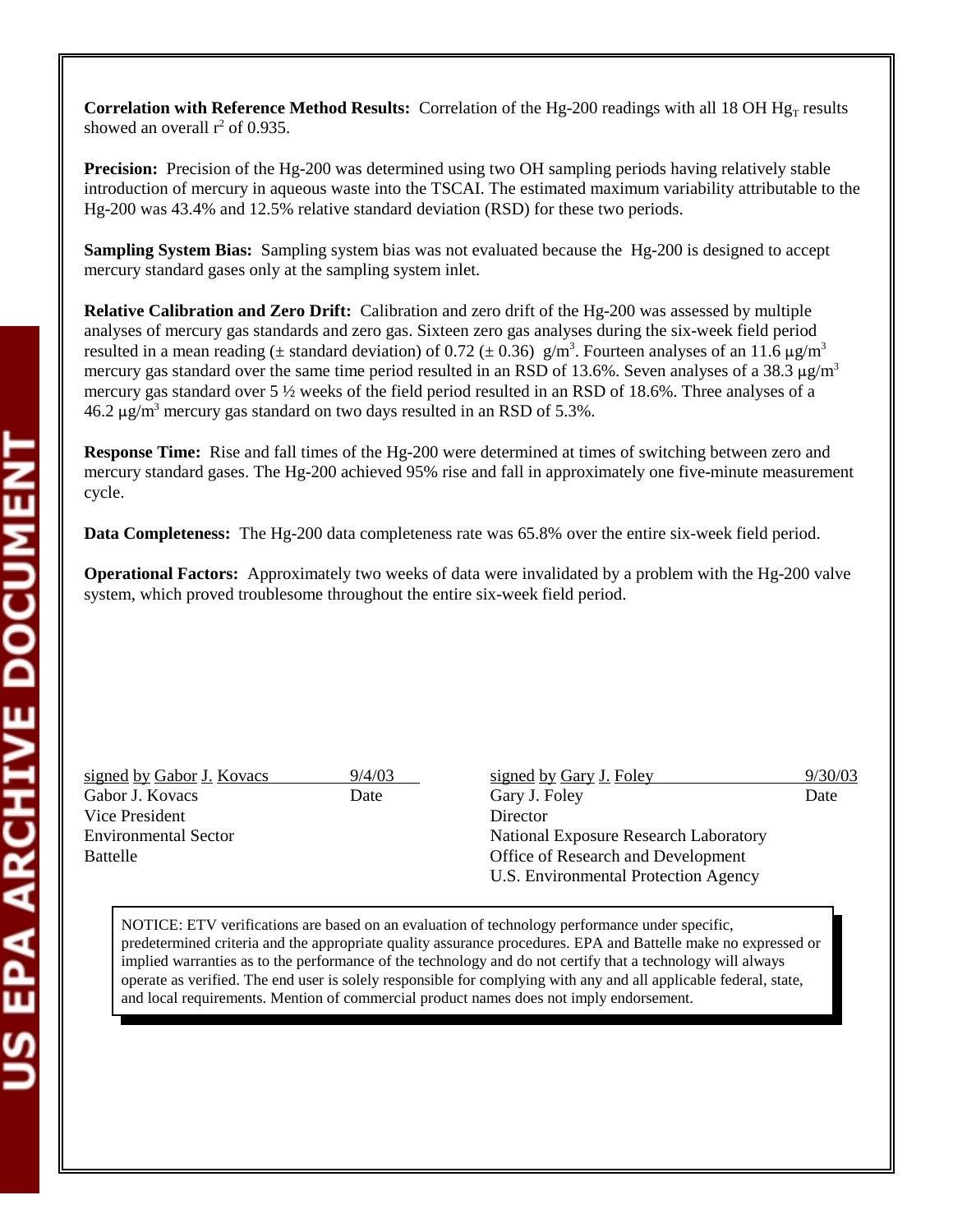**Correlation with Reference Method Results:** Correlation of the Hg-200 readings with all 18 OH $Hg_T$ results showed an overall $r^2$ of 0.935.

**Precision:** Precision of the Hg-200 was determined using two OH sampling periods having relatively stable introduction of mercury in aqueous waste into the TSCAI. The estimated maximum variability attributable to the Hg-200 was 43.4% and 12.5% relative standard deviation (RSD) for these two periods.

**Sampling System Bias:** Sampling system bias was not evaluated because the Hg-200 is designed to accept mercury standard gases only at the sampling system inlet.

**Relative Calibration and Zero Drift:** Calibration and zero drift of the Hg-200 was assessed by multiple analyses of mercury gas standards and zero gas. Sixteen zero gas analyses during the six-week field period resulted in a mean reading (± standard deviation) of 0.72 (± 0.36) g/m$^3$. Fourteen analyses of an 11.6 µg/m$^3$ mercury gas standard over the same time period resulted in an RSD of 13.6%. Seven analyses of a 38.3 µg/m$^3$ mercury gas standard over 5 ½ weeks of the field period resulted in an RSD of 18.6%. Three analyses of a 46.2 µg/m$^3$ mercury gas standard on two days resulted in an RSD of 5.3%.

**Response Time:** Rise and fall times of the Hg-200 were determined at times of switching between zero and mercury standard gases. The Hg-200 achieved 95% rise and fall in approximately one five-minute measurement cycle.

**Data Completeness:** The Hg-200 data completeness rate was 65.8% over the entire six-week field period.

**Operational Factors:** Approximately two weeks of data were invalidated by a problem with the Hg-200 valve system, which proved troublesome throughout the entire six-week field period.

signed by Gabor J. Kovacs 9/4/03
Gabor J. Kovacs Date
Vice President
Environmental Sector
Battelle

signed by Gary J. Foley 9/30/03
Gary J. Foley Date
Director
National Exposure Research Laboratory
Office of Research and Development
U.S. Environmental Protection Agency

NOTICE: ETV verifications are based on an evaluation of technology performance under specific, predetermined criteria and the appropriate quality assurance procedures. EPA and Battelle make no expressed or implied warranties as to the performance of the technology and do not certify that a technology will always operate as verified. The end user is solely responsible for complying with any and all applicable federal, state, and local requirements. Mention of commercial product names does not imply endorsement.